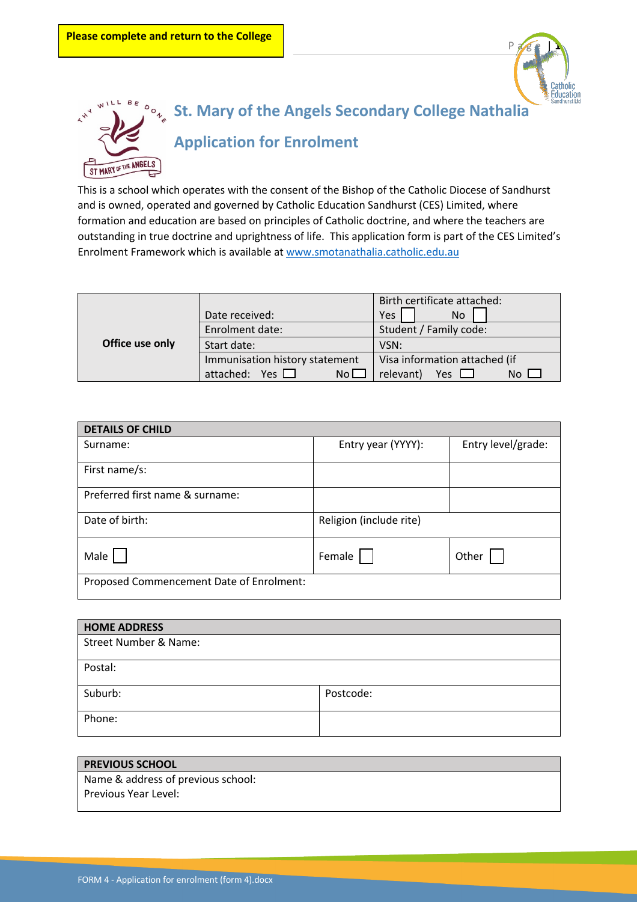**Please complete and return to the College**

# St. Mary of the Angels Secondary College Nathalia

## Application for Enrolment

This is a school which operates with the consent of the Bishop of the Catholic Diocese of Sandhurst and is owned, operated and governed by Catholic Education Sandhurst (CES) Limited, where formation and education are based on principles of Catholic doctrine, and where the teachers are outstanding in true doctrine and uprightness of life. This application form is part of the CES Limited's Enrolment Framework which is available at www.smotanathalia.catholic.edu.au

| | | |
|---|---|---|
| **Office use only** | Date received: | Birth certificate attached: Yes ☐ No ☐ |
| | Enrolment date: | Student / Family code: |
| | Start date: | VSN: |
| | Immunisation history statement attached: Yes ☐ No ☐ | Visa information attached (if relevant) Yes ☐ No ☐ |

| **DETAILS OF CHILD** | | |
|---|---|---|
| Surname: | Entry year (YYYY): | Entry level/grade: |
| First name/s: | | |
| Preferred first name & surname: | | |
| Date of birth: | Religion (include rite) | |
| Male ☐ | Female ☐ | Other ☐ |
| Proposed Commencement Date of Enrolment: | | |

| **HOME ADDRESS** | |
|---|---|
| Street Number & Name: | |
| Postal: | |
| Suburb: | Postcode: |
| Phone: | |

| **PREVIOUS SCHOOL** |
|---|
| Name & address of previous school:<br>Previous Year Level: |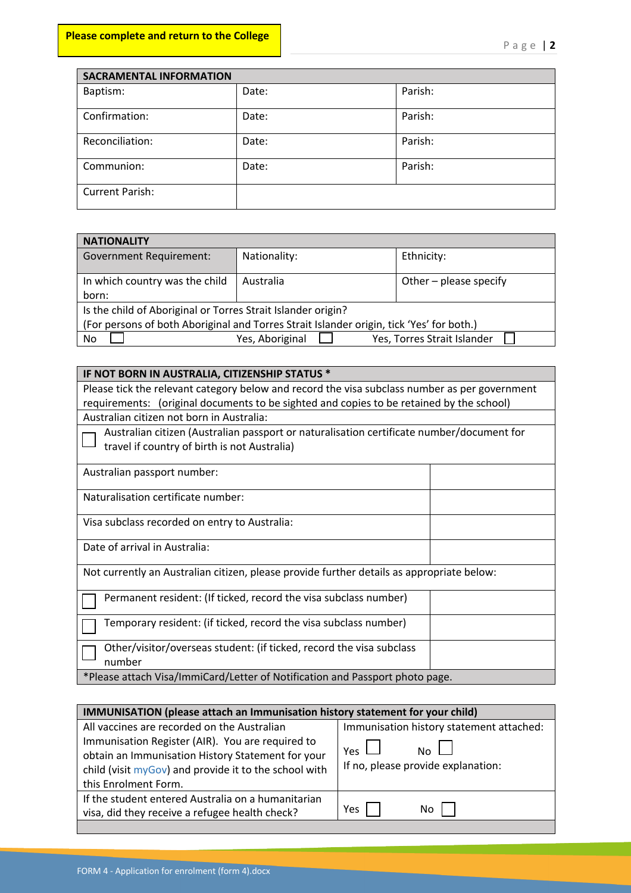**Please complete and return to the College**

| SACRAMENTAL INFORMATION | | |
|---|---|---|
| Baptism: | Date: | Parish: |
| Confirmation: | Date: | Parish: |
| Reconciliation: | Date: | Parish: |
| Communion: | Date: | Parish: |
| Current Parish: | | |

| NATIONALITY | | |
|---|---|---|
| Government Requirement: | Nationality: | Ethnicity: |
| In which country was the child born: | Australia | Other – please specify |
| Is the child of Aboriginal or Torres Strait Islander origin? (For persons of both Aboriginal and Torres Strait Islander origin, tick 'Yes' for both.) | | |
| No ☐ | Yes, Aboriginal ☐ | Yes, Torres Strait Islander ☐ |

| IF NOT BORN IN AUSTRALIA, CITIZENSHIP STATUS * | |
|---|---|
| Please tick the relevant category below and record the visa subclass number as per government requirements: (original documents to be sighted and copies to be retained by the school) | |
| Australian citizen not born in Australia: | |
| ☐ Australian citizen (Australian passport or naturalisation certificate number/document for travel if country of birth is not Australia) | |
| Australian passport number: | |
| Naturalisation certificate number: | |
| Visa subclass recorded on entry to Australia: | |
| Date of arrival in Australia: | |
| Not currently an Australian citizen, please provide further details as appropriate below: | |
| ☐ Permanent resident: (If ticked, record the visa subclass number) | |
| ☐ Temporary resident: (if ticked, record the visa subclass number) | |
| ☐ Other/visitor/overseas student: (if ticked, record the visa subclass number | |
| *Please attach Visa/ImmiCard/Letter of Notification and Passport photo page. | |

| IMMUNISATION (please attach an Immunisation history statement for your child) | |
|---|---|
| All vaccines are recorded on the Australian Immunisation Register (AIR). You are required to obtain an Immunisation History Statement for your child (visit myGov) and provide it to the school with this Enrolment Form. | Immunisation history statement attached: Yes ☐ No ☐ If no, please provide explanation: |
| If the student entered Australia on a humanitarian visa, did they receive a refugee health check? | Yes ☐ No ☐ |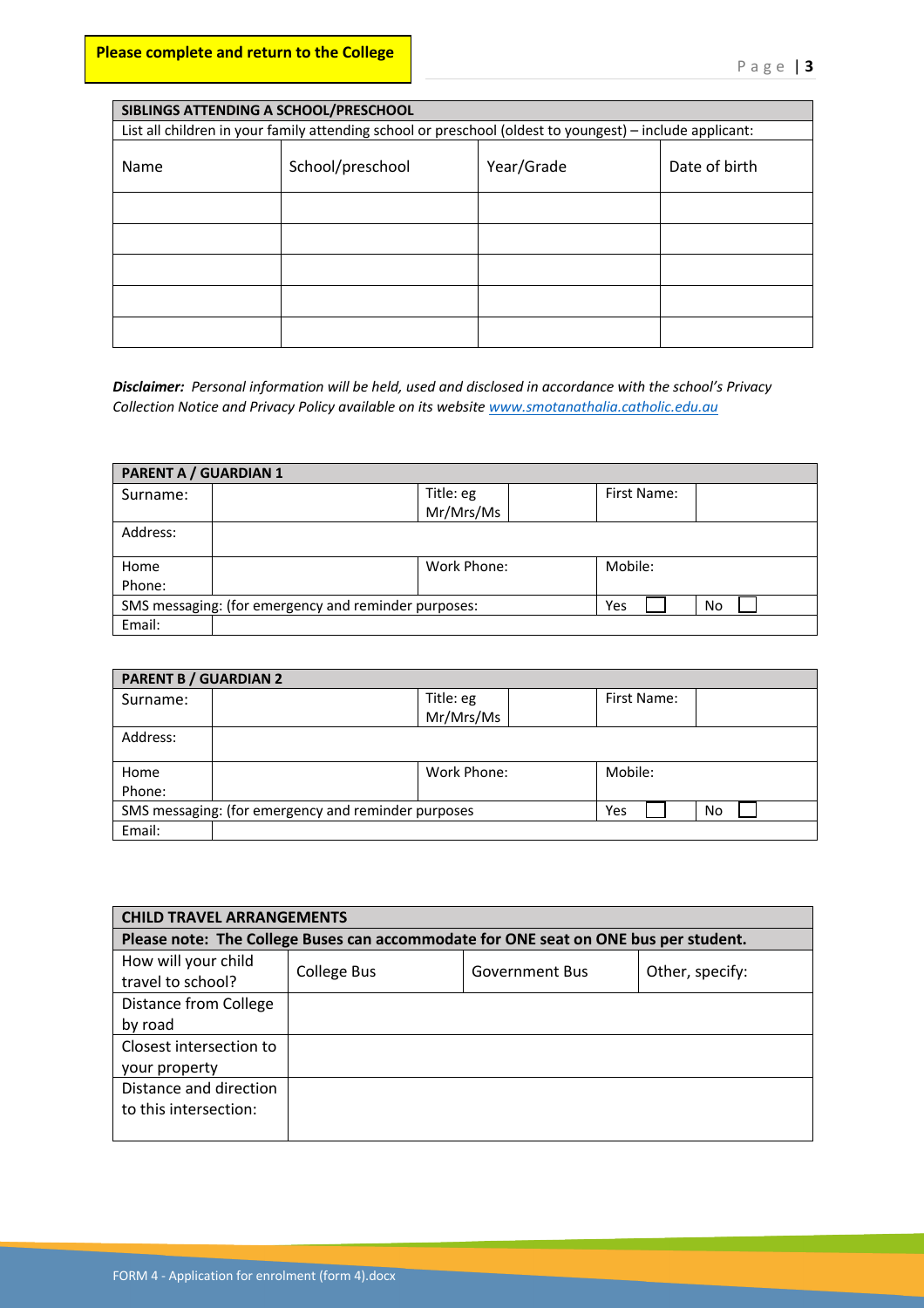**Please complete and return to the College**

| SIBLINGS ATTENDING A SCHOOL/PRESCHOOL | | | |
|---|---|---|---|
| List all children in your family attending school or preschool (oldest to youngest) – include applicant: | | | |
| Name | School/preschool | Year/Grade | Date of birth |
| | | | |
| | | | |
| | | | |
| | | | |
| | | | |

***Disclaimer:*** *Personal information will be held, used and disclosed in accordance with the school's Privacy Collection Notice and Privacy Policy available on its website [www.smotanathalia.catholic.edu.au](www.smotanathalia.catholic.edu.au)*

| PARENT A / GUARDIAN 1 | | | | | |
|---|---|---|---|---|---|
| Surname: | | Title: eg Mr/Mrs/Ms | | First Name: | |
| Address: | | | | | |
| Home Phone: | | Work Phone: | | Mobile: | |
| SMS messaging: (for emergency and reminder purposes: | | | | Yes ☐ | No ☐ |
| Email: | | | | | |

| PARENT B / GUARDIAN 2 | | | | | |
|---|---|---|---|---|---|
| Surname: | | Title: eg Mr/Mrs/Ms | | First Name: | |
| Address: | | | | | |
| Home Phone: | | Work Phone: | | Mobile: | |
| SMS messaging: (for emergency and reminder purposes | | | | Yes ☐ | No ☐ |
| Email: | | | | | |

| CHILD TRAVEL ARRANGEMENTS | | | |
|---|---|---|---|
| **Please note: The College Buses can accommodate for ONE seat on ONE bus per student.** | | | |
| How will your child travel to school? | College Bus | Government Bus | Other, specify: |
| Distance from College by road | | | |
| Closest intersection to your property | | | |
| Distance and direction to this intersection: | | | |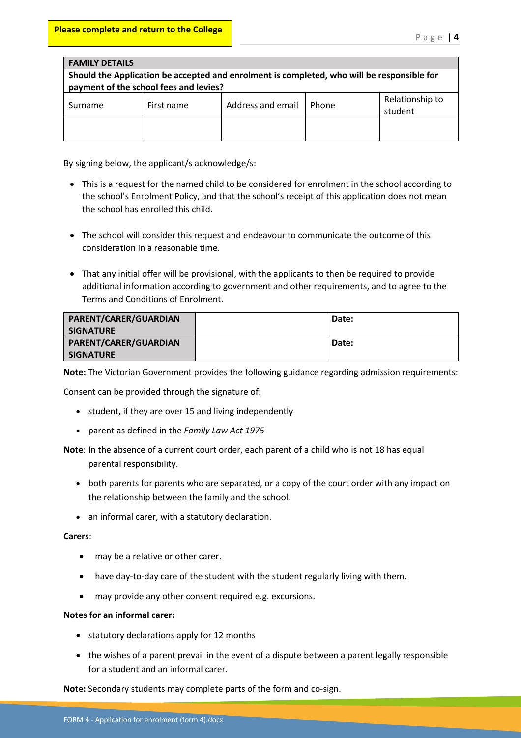**Please complete and return to the College**

| FAMILY DETAILS | | | | |
|---|---|---|---|---|
| **Should the Application be accepted and enrolment is completed, who will be responsible for payment of the school fees and levies?** | | | | |
| Surname | First name | Address and email | Phone | Relationship to student |
| | | | | |

By signing below, the applicant/s acknowledge/s:

- This is a request for the named child to be considered for enrolment in the school according to the school's Enrolment Policy, and that the school's receipt of this application does not mean the school has enrolled this child.
- The school will consider this request and endeavour to communicate the outcome of this consideration in a reasonable time.
- That any initial offer will be provisional, with the applicants to then be required to provide additional information according to government and other requirements, and to agree to the Terms and Conditions of Enrolment.

| | | |
|---|---|---|
| **PARENT/CARER/GUARDIAN SIGNATURE** | | **Date:** |
| **PARENT/CARER/GUARDIAN SIGNATURE** | | **Date:** |

**Note:** The Victorian Government provides the following guidance regarding admission requirements:

Consent can be provided through the signature of:

- student, if they are over 15 and living independently
- parent as defined in the *Family Law Act 1975*

**Note**: In the absence of a current court order, each parent of a child who is not 18 has equal parental responsibility.

- both parents for parents who are separated, or a copy of the court order with any impact on the relationship between the family and the school.
- an informal carer, with a statutory declaration.

**Carers**:

- may be a relative or other carer.
- have day-to-day care of the student with the student regularly living with them.
- may provide any other consent required e.g. excursions.

**Notes for an informal carer:**

- statutory declarations apply for 12 months
- the wishes of a parent prevail in the event of a dispute between a parent legally responsible for a student and an informal carer.

**Note:** Secondary students may complete parts of the form and co-sign.